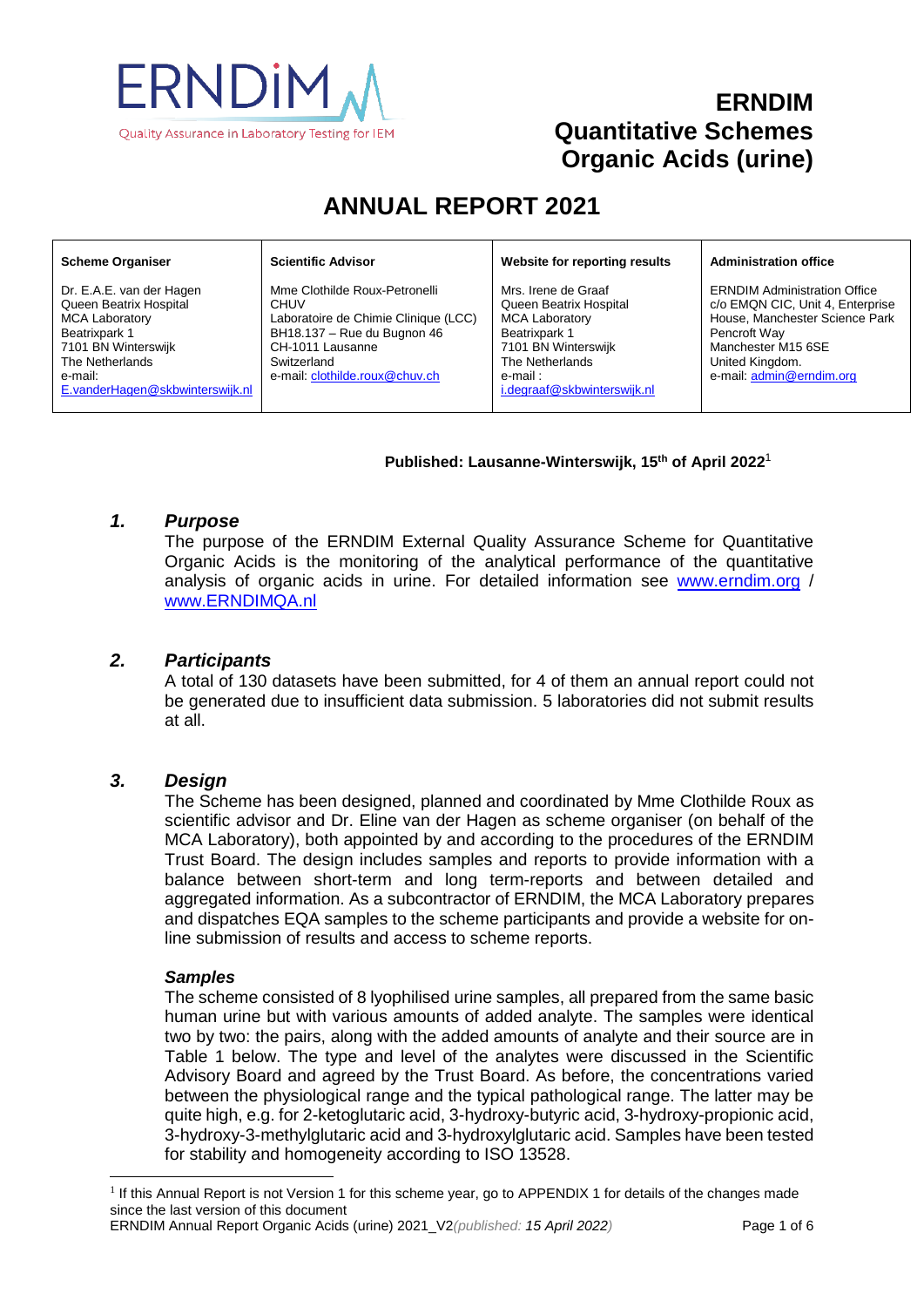ERNDiM

Quality Assurance in Laboratory Testing for IEM

# ERNDIM Quantitative Schemes Organic Acids (urine)

# ANNUAL REPORT 2021

| Scheme Organiser | Scientific Advisor | Website for reporting results | Administration office |
|---|---|---|---|
| Dr. E.A.E. van der Hagen<br>Queen Beatrix Hospital<br>MCA Laboratory<br>Beatrixpark 1<br>7101 BN Winterswijk<br>The Netherlands<br>e-mail:<br>E.vanderHagen@skbwinterswijk.nl | Mme Clothilde Roux-Petronelli<br>CHUV<br>Laboratoire de Chimie Clinique (LCC)<br>BH18.137 – Rue du Bugnon 46<br>CH-1011 Lausanne<br>Switzerland<br>e-mail: clothilde.roux@chuv.ch | Mrs. Irene de Graaf<br>Queen Beatrix Hospital<br>MCA Laboratory<br>Beatrixpark 1<br>7101 BN Winterswijk<br>The Netherlands<br>e-mail :<br>i.degraaf@skbwinterswijk.nl | ERNDIM Administration Office<br>c/o EMQN CIC, Unit 4, Enterprise House, Manchester Science Park<br>Pencroft Way<br>Manchester M15 6SE<br>United Kingdom.<br>e-mail: admin@erndim.org |

**Published: Lausanne-Winterswijk, 15th of April 2022**[1]

## *1. Purpose*

The purpose of the ERNDIM External Quality Assurance Scheme for Quantitative Organic Acids is the monitoring of the analytical performance of the quantitative analysis of organic acids in urine. For detailed information see www.erndim.org / www.ERNDIMQA.nl

## *2. Participants*

A total of 130 datasets have been submitted, for 4 of them an annual report could not be generated due to insufficient data submission. 5 laboratories did not submit results at all.

## *3. Design*

The Scheme has been designed, planned and coordinated by Mme Clothilde Roux as scientific advisor and Dr. Eline van der Hagen as scheme organiser (on behalf of the MCA Laboratory), both appointed by and according to the procedures of the ERNDIM Trust Board. The design includes samples and reports to provide information with a balance between short-term and long term-reports and between detailed and aggregated information. As a subcontractor of ERNDIM, the MCA Laboratory prepares and dispatches EQA samples to the scheme participants and provide a website for on-line submission of results and access to scheme reports.

### *Samples*

The scheme consisted of 8 lyophilised urine samples, all prepared from the same basic human urine but with various amounts of added analyte. The samples were identical two by two: the pairs, along with the added amounts of analyte and their source are in Table 1 below. The type and level of the analytes were discussed in the Scientific Advisory Board and agreed by the Trust Board. As before, the concentrations varied between the physiological range and the typical pathological range. The latter may be quite high, e.g. for 2-ketoglutaric acid, 3-hydroxy-butyric acid, 3-hydroxy-propionic acid, 3-hydroxy-3-methylglutaric acid and 3-hydroxylglutaric acid. Samples have been tested for stability and homogeneity according to ISO 13528.

[1] If this Annual Report is not Version 1 for this scheme year, go to APPENDIX 1 for details of the changes made since the last version of this document

ERNDIM Annual Report Organic Acids (urine) 2021_V2 *(published: 15 April 2022)*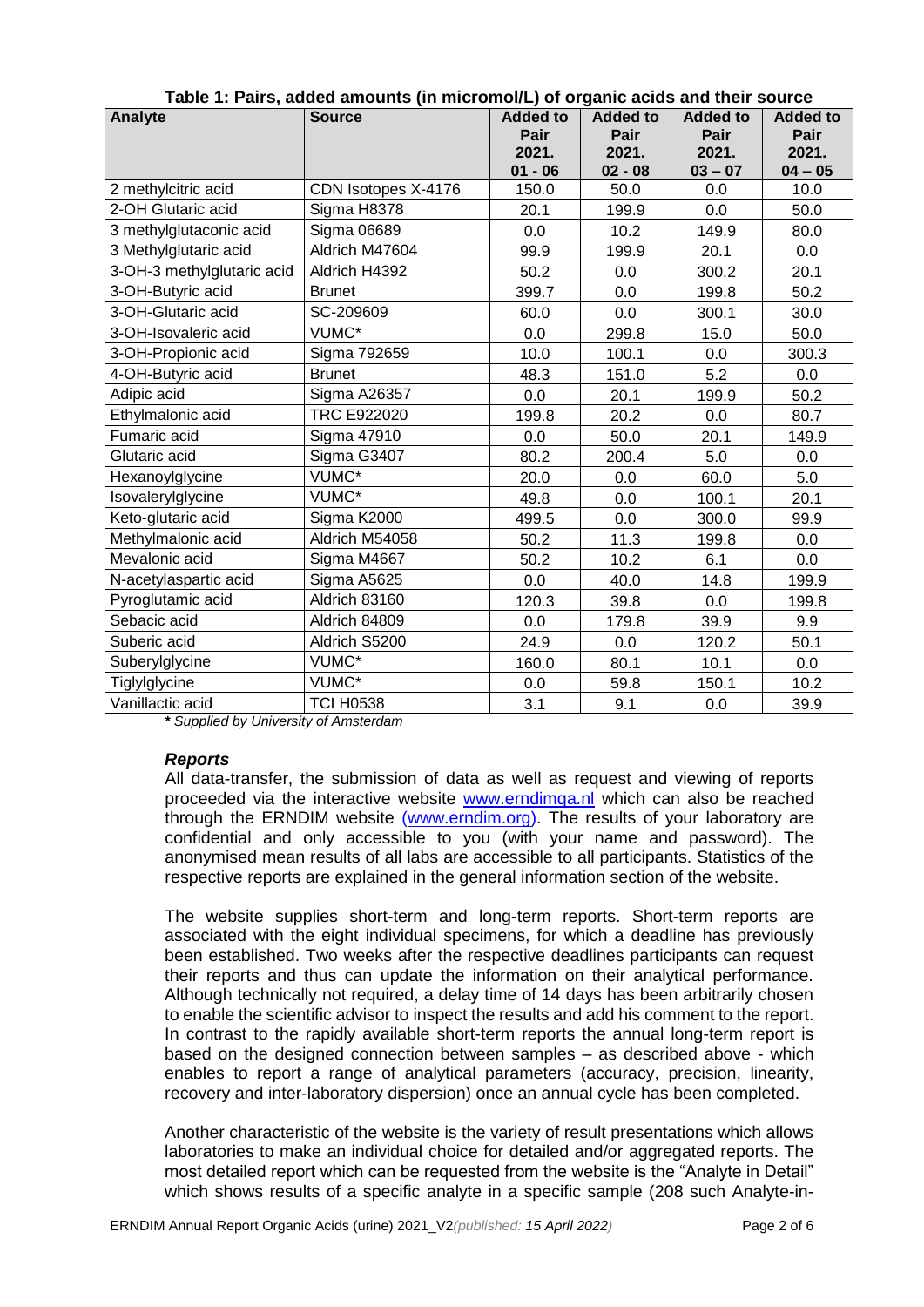**Table 1: Pairs, added amounts (in micromol/L) of organic acids and their source**

| Analyte | Source | Added to Pair 2021. 01 - 06 | Added to Pair 2021. 02 - 08 | Added to Pair 2021. 03 – 07 | Added to Pair 2021. 04 – 05 |
|---|---|---|---|---|---|
| 2 methylcitric acid | CDN Isotopes X-4176 | 150.0 | 50.0 | 0.0 | 10.0 |
| 2-OH Glutaric acid | Sigma H8378 | 20.1 | 199.9 | 0.0 | 50.0 |
| 3 methylglutaconic acid | Sigma 06689 | 0.0 | 10.2 | 149.9 | 80.0 |
| 3 Methylglutaric acid | Aldrich M47604 | 99.9 | 199.9 | 20.1 | 0.0 |
| 3-OH-3 methylglutaric acid | Aldrich H4392 | 50.2 | 0.0 | 300.2 | 20.1 |
| 3-OH-Butyric acid | Brunet | 399.7 | 0.0 | 199.8 | 50.2 |
| 3-OH-Glutaric acid | SC-209609 | 60.0 | 0.0 | 300.1 | 30.0 |
| 3-OH-Isovaleric acid | VUMC* | 0.0 | 299.8 | 15.0 | 50.0 |
| 3-OH-Propionic acid | Sigma 792659 | 10.0 | 100.1 | 0.0 | 300.3 |
| 4-OH-Butyric acid | Brunet | 48.3 | 151.0 | 5.2 | 0.0 |
| Adipic acid | Sigma A26357 | 0.0 | 20.1 | 199.9 | 50.2 |
| Ethylmalonic acid | TRC E922020 | 199.8 | 20.2 | 0.0 | 80.7 |
| Fumaric acid | Sigma 47910 | 0.0 | 50.0 | 20.1 | 149.9 |
| Glutaric acid | Sigma G3407 | 80.2 | 200.4 | 5.0 | 0.0 |
| Hexanoylglycine | VUMC* | 20.0 | 0.0 | 60.0 | 5.0 |
| Isovalerylglycine | VUMC* | 49.8 | 0.0 | 100.1 | 20.1 |
| Keto-glutaric acid | Sigma K2000 | 499.5 | 0.0 | 300.0 | 99.9 |
| Methylmalonic acid | Aldrich M54058 | 50.2 | 11.3 | 199.8 | 0.0 |
| Mevalonic acid | Sigma M4667 | 50.2 | 10.2 | 6.1 | 0.0 |
| N-acetylaspartic acid | Sigma A5625 | 0.0 | 40.0 | 14.8 | 199.9 |
| Pyroglutamic acid | Aldrich 83160 | 120.3 | 39.8 | 0.0 | 199.8 |
| Sebacic acid | Aldrich 84809 | 0.0 | 179.8 | 39.9 | 9.9 |
| Suberic acid | Aldrich S5200 | 24.9 | 0.0 | 120.2 | 50.1 |
| Suberylglycine | VUMC* | 160.0 | 80.1 | 10.1 | 0.0 |
| Tiglylglycine | VUMC* | 0.0 | 59.8 | 150.1 | 10.2 |
| Vanillactic acid | TCI H0538 | 3.1 | 9.1 | 0.0 | 39.9 |

*** *Supplied by University of Amsterdam***

### *Reports*

All data-transfer, the submission of data as well as request and viewing of reports proceeded via the interactive website www.erndimqa.nl which can also be reached through the ERNDIM website (www.erndim.org). The results of your laboratory are confidential and only accessible to you (with your name and password). The anonymised mean results of all labs are accessible to all participants. Statistics of the respective reports are explained in the general information section of the website.

The website supplies short-term and long-term reports. Short-term reports are associated with the eight individual specimens, for which a deadline has previously been established. Two weeks after the respective deadlines participants can request their reports and thus can update the information on their analytical performance. Although technically not required, a delay time of 14 days has been arbitrarily chosen to enable the scientific advisor to inspect the results and add his comment to the report. In contrast to the rapidly available short-term reports the annual long-term report is based on the designed connection between samples – as described above - which enables to report a range of analytical parameters (accuracy, precision, linearity, recovery and inter-laboratory dispersion) once an annual cycle has been completed.

Another characteristic of the website is the variety of result presentations which allows laboratories to make an individual choice for detailed and/or aggregated reports. The most detailed report which can be requested from the website is the "Analyte in Detail" which shows results of a specific analyte in a specific sample (208 such Analyte-in-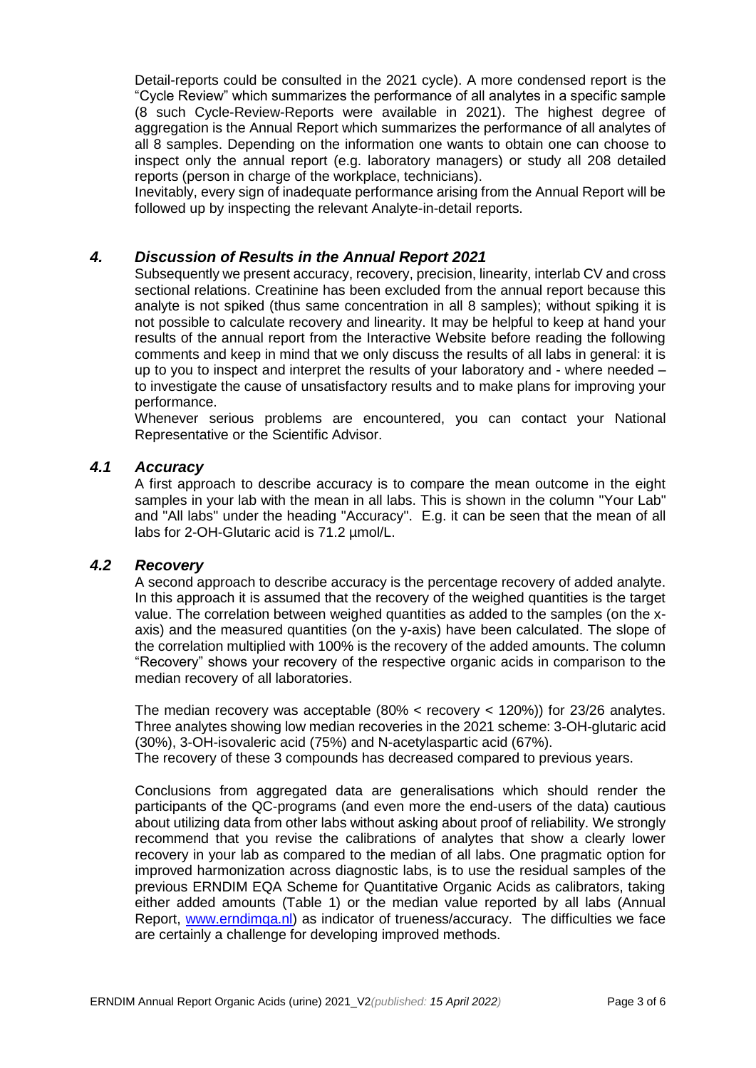Detail-reports could be consulted in the 2021 cycle). A more condensed report is the "Cycle Review" which summarizes the performance of all analytes in a specific sample (8 such Cycle-Review-Reports were available in 2021). The highest degree of aggregation is the Annual Report which summarizes the performance of all analytes of all 8 samples. Depending on the information one wants to obtain one can choose to inspect only the annual report (e.g. laboratory managers) or study all 208 detailed reports (person in charge of the workplace, technicians).

Inevitably, every sign of inadequate performance arising from the Annual Report will be followed up by inspecting the relevant Analyte-in-detail reports.

## *4. Discussion of Results in the Annual Report 2021*

Subsequently we present accuracy, recovery, precision, linearity, interlab CV and cross sectional relations. Creatinine has been excluded from the annual report because this analyte is not spiked (thus same concentration in all 8 samples); without spiking it is not possible to calculate recovery and linearity. It may be helpful to keep at hand your results of the annual report from the Interactive Website before reading the following comments and keep in mind that we only discuss the results of all labs in general: it is up to you to inspect and interpret the results of your laboratory and - where needed – to investigate the cause of unsatisfactory results and to make plans for improving your performance.

Whenever serious problems are encountered, you can contact your National Representative or the Scientific Advisor.

### *4.1 Accuracy*

A first approach to describe accuracy is to compare the mean outcome in the eight samples in your lab with the mean in all labs. This is shown in the column "Your Lab" and "All labs" under the heading "Accuracy". E.g. it can be seen that the mean of all labs for 2-OH-Glutaric acid is 71.2 µmol/L.

### *4.2 Recovery*

A second approach to describe accuracy is the percentage recovery of added analyte. In this approach it is assumed that the recovery of the weighed quantities is the target value. The correlation between weighed quantities as added to the samples (on the x-axis) and the measured quantities (on the y-axis) have been calculated. The slope of the correlation multiplied with 100% is the recovery of the added amounts. The column "Recovery" shows your recovery of the respective organic acids in comparison to the median recovery of all laboratories.

The median recovery was acceptable (80% < recovery < 120%)) for 23/26 analytes. Three analytes showing low median recoveries in the 2021 scheme: 3-OH-glutaric acid (30%), 3-OH-isovaleric acid (75%) and N-acetylaspartic acid (67%).

The recovery of these 3 compounds has decreased compared to previous years.

Conclusions from aggregated data are generalisations which should render the participants of the QC-programs (and even more the end-users of the data) cautious about utilizing data from other labs without asking about proof of reliability. We strongly recommend that you revise the calibrations of analytes that show a clearly lower recovery in your lab as compared to the median of all labs. One pragmatic option for improved harmonization across diagnostic labs, is to use the residual samples of the previous ERNDIM EQA Scheme for Quantitative Organic Acids as calibrators, taking either added amounts (Table 1) or the median value reported by all labs (Annual Report, www.erndimqa.nl) as indicator of trueness/accuracy. The difficulties we face are certainly a challenge for developing improved methods.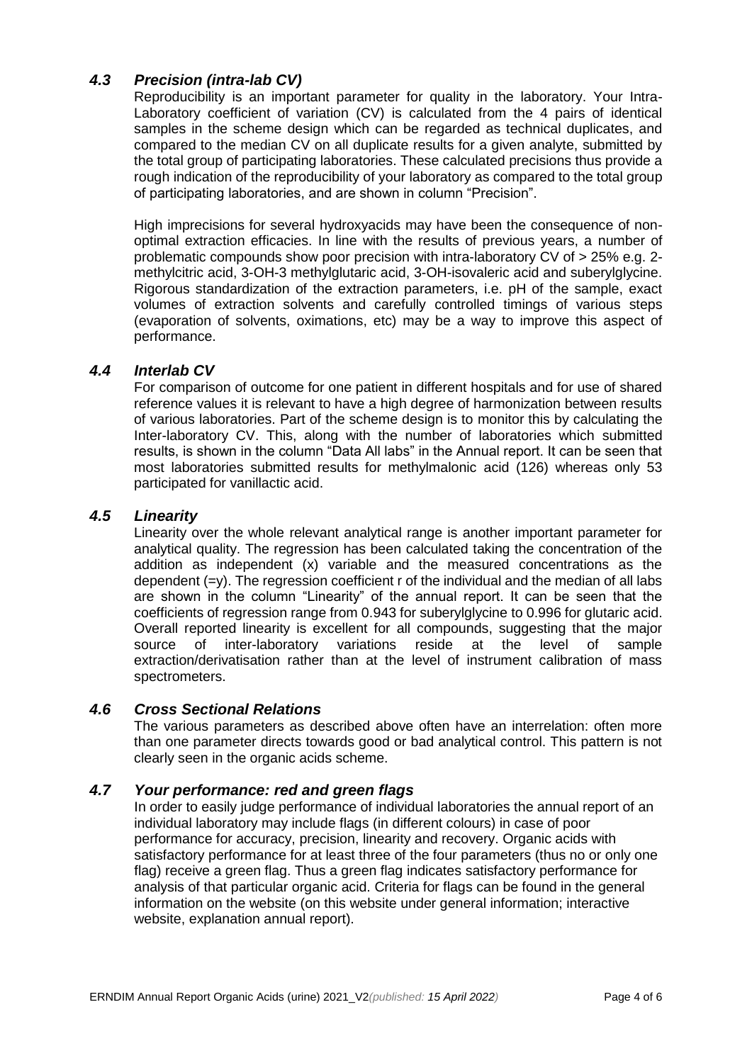### *4.3 Precision (intra-lab CV)*

Reproducibility is an important parameter for quality in the laboratory. Your Intra-Laboratory coefficient of variation (CV) is calculated from the 4 pairs of identical samples in the scheme design which can be regarded as technical duplicates, and compared to the median CV on all duplicate results for a given analyte, submitted by the total group of participating laboratories. These calculated precisions thus provide a rough indication of the reproducibility of your laboratory as compared to the total group of participating laboratories, and are shown in column "Precision".

High imprecisions for several hydroxyacids may have been the consequence of non-optimal extraction efficacies. In line with the results of previous years, a number of problematic compounds show poor precision with intra-laboratory CV of > 25% e.g. 2-methylcitric acid, 3-OH-3 methylglutaric acid, 3-OH-isovaleric acid and suberylglycine. Rigorous standardization of the extraction parameters, i.e. pH of the sample, exact volumes of extraction solvents and carefully controlled timings of various steps (evaporation of solvents, oximations, etc) may be a way to improve this aspect of performance.

### *4.4 Interlab CV*

For comparison of outcome for one patient in different hospitals and for use of shared reference values it is relevant to have a high degree of harmonization between results of various laboratories. Part of the scheme design is to monitor this by calculating the Inter-laboratory CV. This, along with the number of laboratories which submitted results, is shown in the column "Data All labs" in the Annual report. It can be seen that most laboratories submitted results for methylmalonic acid (126) whereas only 53 participated for vanillactic acid.

### *4.5 Linearity*

Linearity over the whole relevant analytical range is another important parameter for analytical quality. The regression has been calculated taking the concentration of the addition as independent (x) variable and the measured concentrations as the dependent (=y). The regression coefficient r of the individual and the median of all labs are shown in the column "Linearity" of the annual report. It can be seen that the coefficients of regression range from 0.943 for suberylglycine to 0.996 for glutaric acid. Overall reported linearity is excellent for all compounds, suggesting that the major source of inter-laboratory variations reside at the level of sample extraction/derivatisation rather than at the level of instrument calibration of mass spectrometers.

### *4.6 Cross Sectional Relations*

The various parameters as described above often have an interrelation: often more than one parameter directs towards good or bad analytical control. This pattern is not clearly seen in the organic acids scheme.

### *4.7 Your performance: red and green flags*

In order to easily judge performance of individual laboratories the annual report of an individual laboratory may include flags (in different colours) in case of poor performance for accuracy, precision, linearity and recovery. Organic acids with satisfactory performance for at least three of the four parameters (thus no or only one flag) receive a green flag. Thus a green flag indicates satisfactory performance for analysis of that particular organic acid. Criteria for flags can be found in the general information on the website (on this website under general information; interactive website, explanation annual report).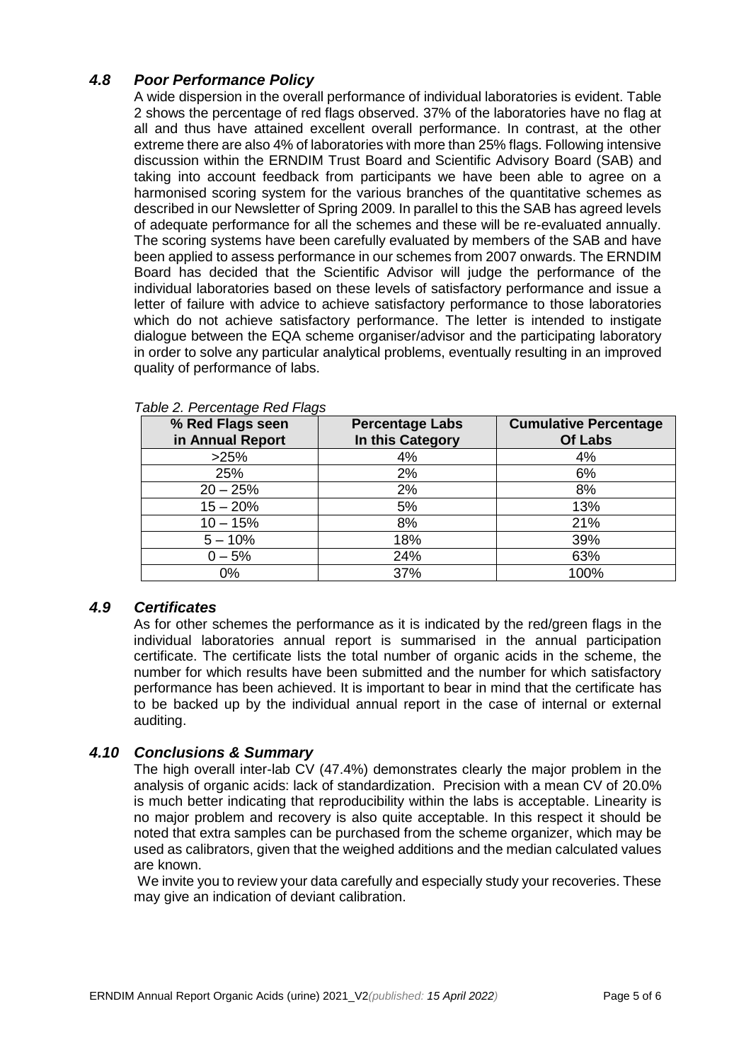### *4.8 Poor Performance Policy*

A wide dispersion in the overall performance of individual laboratories is evident. Table 2 shows the percentage of red flags observed. 37% of the laboratories have no flag at all and thus have attained excellent overall performance. In contrast, at the other extreme there are also 4% of laboratories with more than 25% flags. Following intensive discussion within the ERNDIM Trust Board and Scientific Advisory Board (SAB) and taking into account feedback from participants we have been able to agree on a harmonised scoring system for the various branches of the quantitative schemes as described in our Newsletter of Spring 2009. In parallel to this the SAB has agreed levels of adequate performance for all the schemes and these will be re-evaluated annually. The scoring systems have been carefully evaluated by members of the SAB and have been applied to assess performance in our schemes from 2007 onwards. The ERNDIM Board has decided that the Scientific Advisor will judge the performance of the individual laboratories based on these levels of satisfactory performance and issue a letter of failure with advice to achieve satisfactory performance to those laboratories which do not achieve satisfactory performance. The letter is intended to instigate dialogue between the EQA scheme organiser/advisor and the participating laboratory in order to solve any particular analytical problems, eventually resulting in an improved quality of performance of labs.

*Table 2. Percentage Red Flags*

| % Red Flags seen in Annual Report | Percentage Labs In this Category | Cumulative Percentage Of Labs |
|---|---|---|
| >25% | 4% | 4% |
| 25% | 2% | 6% |
| 20 – 25% | 2% | 8% |
| 15 – 20% | 5% | 13% |
| 10 – 15% | 8% | 21% |
| 5 – 10% | 18% | 39% |
| 0 – 5% | 24% | 63% |
| 0% | 37% | 100% |

### *4.9 Certificates*

As for other schemes the performance as it is indicated by the red/green flags in the individual laboratories annual report is summarised in the annual participation certificate. The certificate lists the total number of organic acids in the scheme, the number for which results have been submitted and the number for which satisfactory performance has been achieved. It is important to bear in mind that the certificate has to be backed up by the individual annual report in the case of internal or external auditing.

### *4.10 Conclusions & Summary*

The high overall inter-lab CV (47.4%) demonstrates clearly the major problem in the analysis of organic acids: lack of standardization. Precision with a mean CV of 20.0% is much better indicating that reproducibility within the labs is acceptable. Linearity is no major problem and recovery is also quite acceptable. In this respect it should be noted that extra samples can be purchased from the scheme organizer, which may be used as calibrators, given that the weighed additions and the median calculated values are known.

We invite you to review your data carefully and especially study your recoveries. These may give an indication of deviant calibration.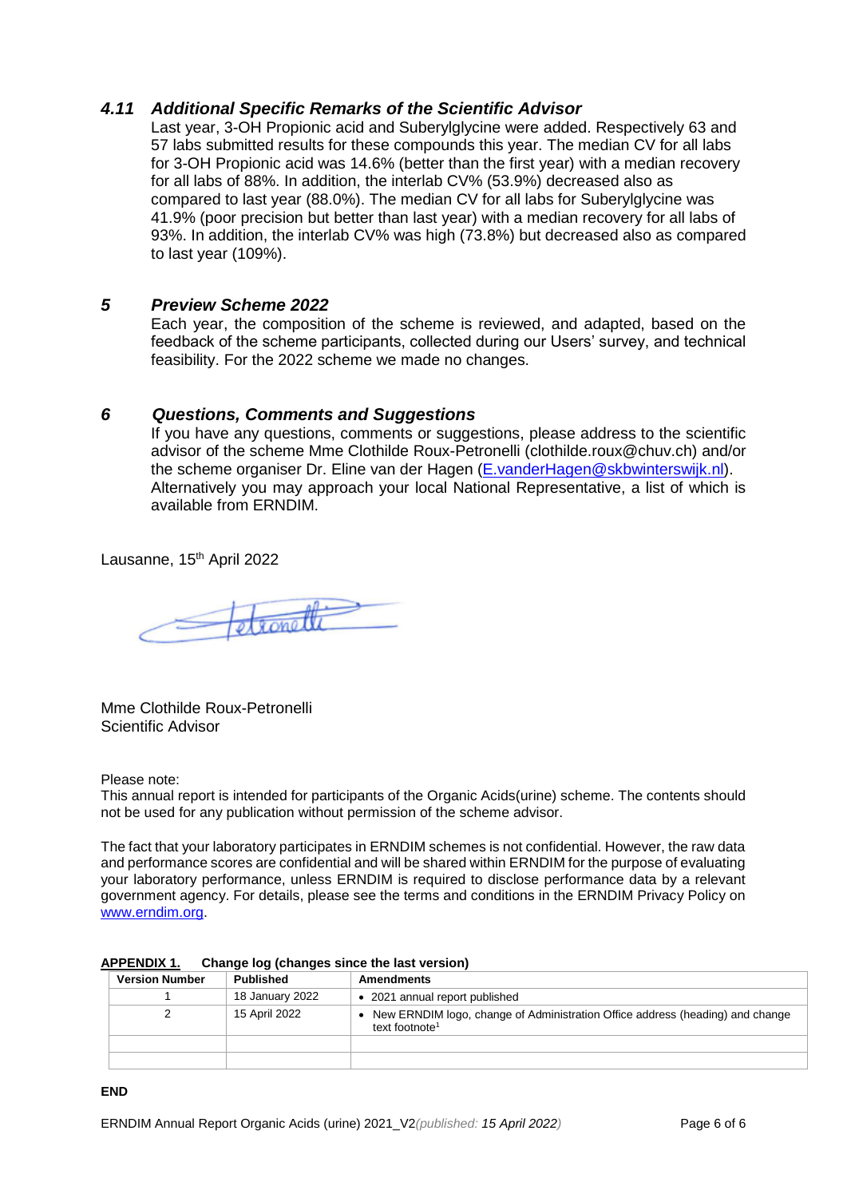### *4.11 Additional Specific Remarks of the Scientific Advisor*

Last year, 3-OH Propionic acid and Suberylglycine were added. Respectively 63 and 57 labs submitted results for these compounds this year. The median CV for all labs for 3-OH Propionic acid was 14.6% (better than the first year) with a median recovery for all labs of 88%. In addition, the interlab CV% (53.9%) decreased also as compared to last year (88.0%). The median CV for all labs for Suberylglycine was 41.9% (poor precision but better than last year) with a median recovery for all labs of 93%. In addition, the interlab CV% was high (73.8%) but decreased also as compared to last year (109%).

## *5 Preview Scheme 2022*

Each year, the composition of the scheme is reviewed, and adapted, based on the feedback of the scheme participants, collected during our Users' survey, and technical feasibility. For the 2022 scheme we made no changes.

## *6 Questions, Comments and Suggestions*

If you have any questions, comments or suggestions, please address to the scientific advisor of the scheme Mme Clothilde Roux-Petronelli (clothilde.roux@chuv.ch) and/or the scheme organiser Dr. Eline van der Hagen (E.vanderHagen@skbwinterswijk.nl). Alternatively you may approach your local National Representative, a list of which is available from ERNDIM.

Lausanne, 15th April 2022

Petronelli

Mme Clothilde Roux-Petronelli
Scientific Advisor

Please note:
This annual report is intended for participants of the Organic Acids(urine) scheme. The contents should not be used for any publication without permission of the scheme advisor.

The fact that your laboratory participates in ERNDIM schemes is not confidential. However, the raw data and performance scores are confidential and will be shared within ERNDIM for the purpose of evaluating your laboratory performance, unless ERNDIM is required to disclose performance data by a relevant government agency. For details, please see the terms and conditions in the ERNDIM Privacy Policy on www.erndim.org.

**APPENDIX 1. Change log (changes since the last version)**

| Version Number | Published | Amendments |
|---|---|---|
| 1 | 18 January 2022 | • 2021 annual report published |
| 2 | 15 April 2022 | • New ERNDIM logo, change of Administration Office address (heading) and change text footnote[1] |
| | | |
| | | |

**END**